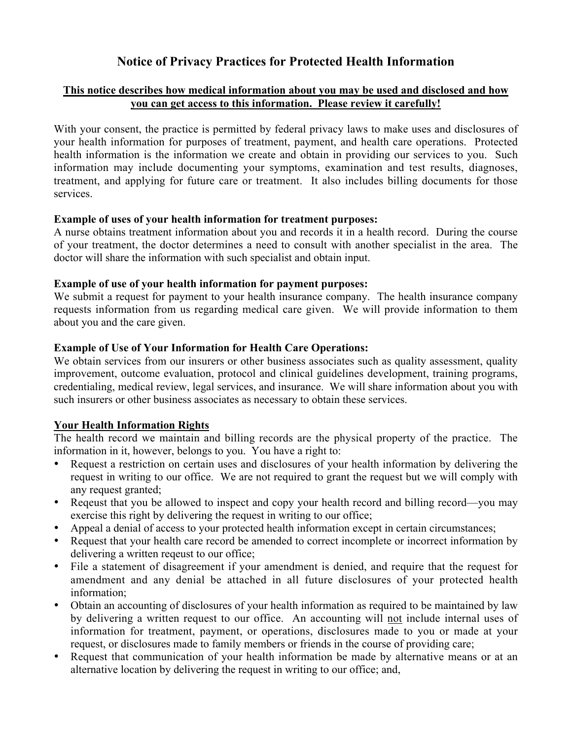# Notice of Privacy Practices for Protected Health Information

**This notice describes how medical information about you may be used and disclosed and how you can get access to this information. Please review it carefully!**

With your consent, the practice is permitted by federal privacy laws to make uses and disclosures of your health information for purposes of treatment, payment, and health care operations. Protected health information is the information we create and obtain in providing our services to you. Such information may include documenting your symptoms, examination and test results, diagnoses, treatment, and applying for future care or treatment. It also includes billing documents for those services.

**Example of uses of your health information for treatment purposes:**
A nurse obtains treatment information about you and records it in a health record. During the course of your treatment, the doctor determines a need to consult with another specialist in the area. The doctor will share the information with such specialist and obtain input.

**Example of use of your health information for payment purposes:**
We submit a request for payment to your health insurance company. The health insurance company requests information from us regarding medical care given. We will provide information to them about you and the care given.

**Example of Use of Your Information for Health Care Operations:**
We obtain services from our insurers or other business associates such as quality assessment, quality improvement, outcome evaluation, protocol and clinical guidelines development, training programs, credentialing, medical review, legal services, and insurance. We will share information about you with such insurers or other business associates as necessary to obtain these services.

**Your Health Information Rights**

The health record we maintain and billing records are the physical property of the practice. The information in it, however, belongs to you. You have a right to:

- Request a restriction on certain uses and disclosures of your health information by delivering the request in writing to our office. We are not required to grant the request but we will comply with any request granted;
- Reqeust that you be allowed to inspect and copy your health record and billing record—you may exercise this right by delivering the request in writing to our office;
- Appeal a denial of access to your protected health information except in certain circumstances;
- Request that your health care record be amended to correct incomplete or incorrect information by delivering a written reqeust to our office;
- File a statement of disagreement if your amendment is denied, and require that the request for amendment and any denial be attached in all future disclosures of your protected health information;
- Obtain an accounting of disclosures of your health information as required to be maintained by law by delivering a written request to our office. An accounting will not include internal uses of information for treatment, payment, or operations, disclosures made to you or made at your request, or disclosures made to family members or friends in the course of providing care;
- Request that communication of your health information be made by alternative means or at an alternative location by delivering the request in writing to our office; and,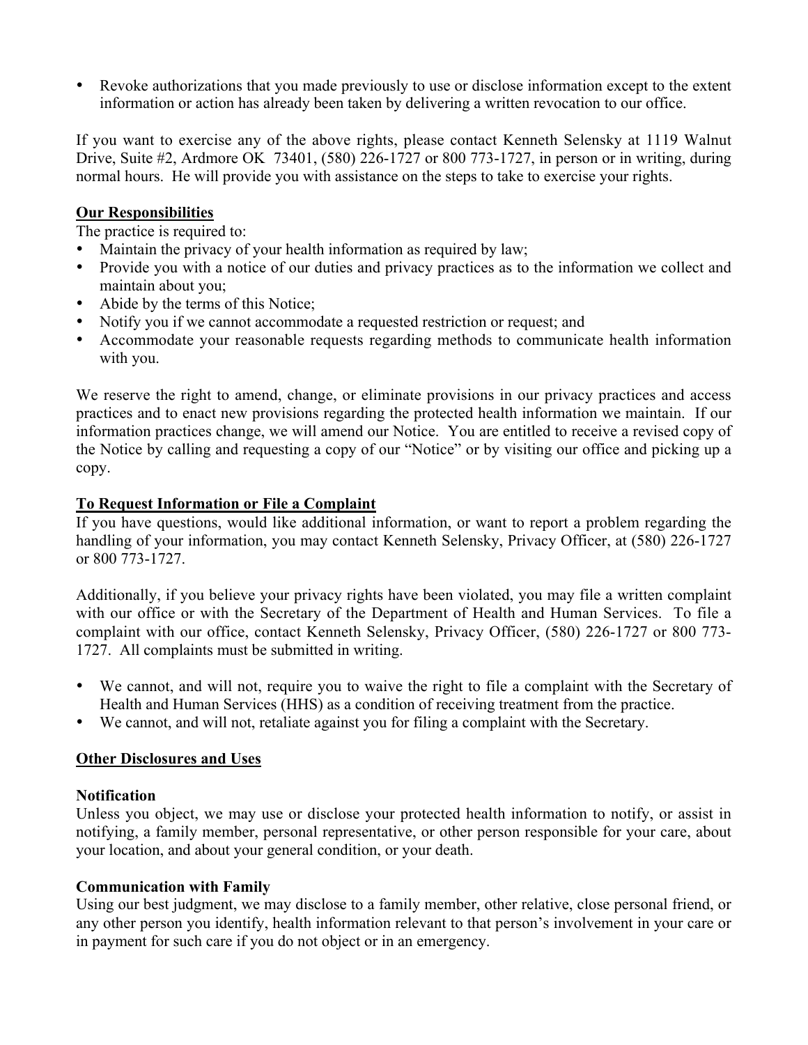- Revoke authorizations that you made previously to use or disclose information except to the extent information or action has already been taken by delivering a written revocation to our office.

If you want to exercise any of the above rights, please contact Kenneth Selensky at 1119 Walnut Drive, Suite #2, Ardmore OK 73401, (580) 226-1727 or 800 773-1727, in person or in writing, during normal hours. He will provide you with assistance on the steps to take to exercise your rights.

**Our Responsibilities**

The practice is required to:

- Maintain the privacy of your health information as required by law;
- Provide you with a notice of our duties and privacy practices as to the information we collect and maintain about you;
- Abide by the terms of this Notice;
- Notify you if we cannot accommodate a requested restriction or request; and
- Accommodate your reasonable requests regarding methods to communicate health information with you.

We reserve the right to amend, change, or eliminate provisions in our privacy practices and access practices and to enact new provisions regarding the protected health information we maintain. If our information practices change, we will amend our Notice. You are entitled to receive a revised copy of the Notice by calling and requesting a copy of our "Notice" or by visiting our office and picking up a copy.

**To Request Information or File a Complaint**

If you have questions, would like additional information, or want to report a problem regarding the handling of your information, you may contact Kenneth Selensky, Privacy Officer, at (580) 226-1727 or 800 773-1727.

Additionally, if you believe your privacy rights have been violated, you may file a written complaint with our office or with the Secretary of the Department of Health and Human Services. To file a complaint with our office, contact Kenneth Selensky, Privacy Officer, (580) 226-1727 or 800 773-1727. All complaints must be submitted in writing.

- We cannot, and will not, require you to waive the right to file a complaint with the Secretary of Health and Human Services (HHS) as a condition of receiving treatment from the practice.
- We cannot, and will not, retaliate against you for filing a complaint with the Secretary.

**Other Disclosures and Uses**

**Notification**

Unless you object, we may use or disclose your protected health information to notify, or assist in notifying, a family member, personal representative, or other person responsible for your care, about your location, and about your general condition, or your death.

**Communication with Family**

Using our best judgment, we may disclose to a family member, other relative, close personal friend, or any other person you identify, health information relevant to that person's involvement in your care or in payment for such care if you do not object or in an emergency.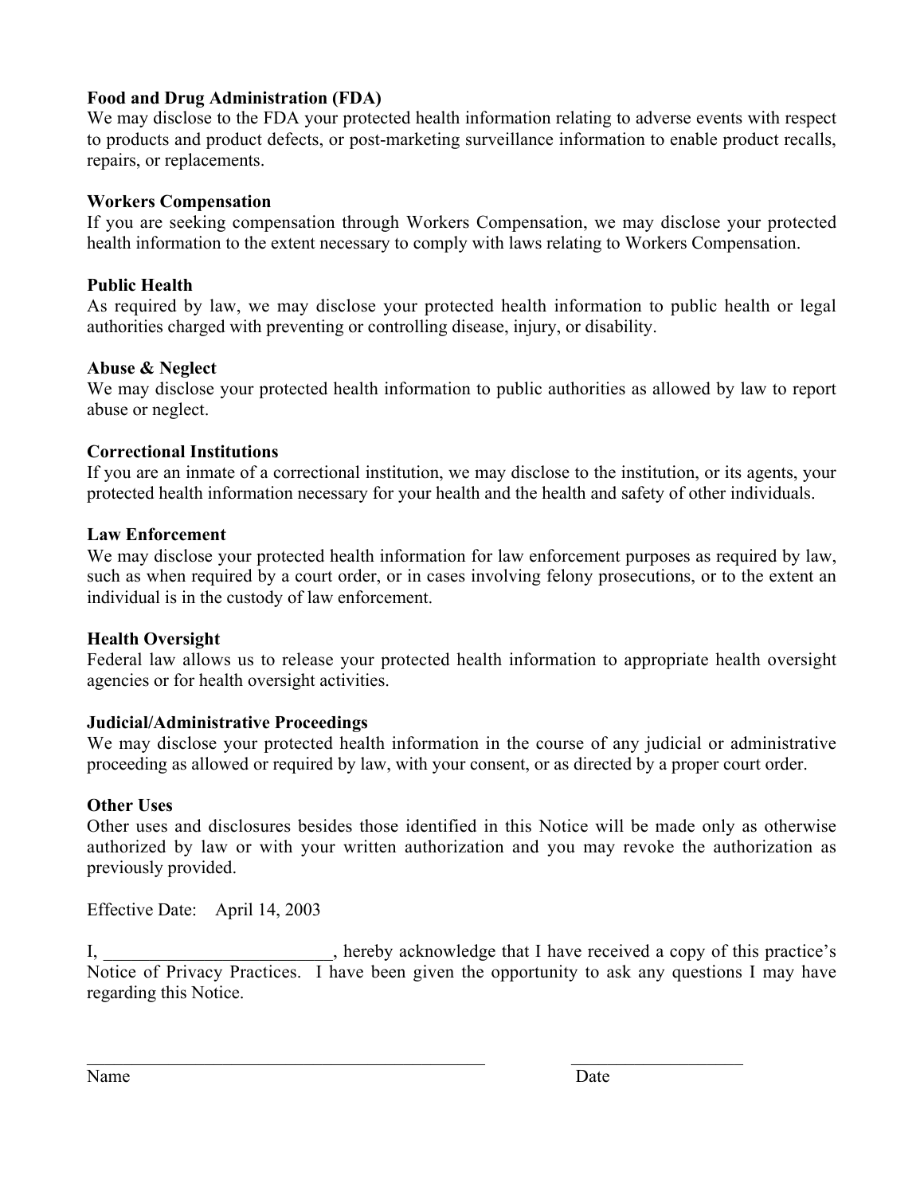**Food and Drug Administration (FDA)**
We may disclose to the FDA your protected health information relating to adverse events with respect to products and product defects, or post-marketing surveillance information to enable product recalls, repairs, or replacements.

**Workers Compensation**
If you are seeking compensation through Workers Compensation, we may disclose your protected health information to the extent necessary to comply with laws relating to Workers Compensation.

**Public Health**
As required by law, we may disclose your protected health information to public health or legal authorities charged with preventing or controlling disease, injury, or disability.

**Abuse & Neglect**
We may disclose your protected health information to public authorities as allowed by law to report abuse or neglect.

**Correctional Institutions**
If you are an inmate of a correctional institution, we may disclose to the institution, or its agents, your protected health information necessary for your health and the health and safety of other individuals.

**Law Enforcement**
We may disclose your protected health information for law enforcement purposes as required by law, such as when required by a court order, or in cases involving felony prosecutions, or to the extent an individual is in the custody of law enforcement.

**Health Oversight**
Federal law allows us to release your protected health information to appropriate health oversight agencies or for health oversight activities.

**Judicial/Administrative Proceedings**
We may disclose your protected health information in the course of any judicial or administrative proceeding as allowed or required by law, with your consent, or as directed by a proper court order.

**Other Uses**
Other uses and disclosures besides those identified in this Notice will be made only as otherwise authorized by law or with your written authorization and you may revoke the authorization as previously provided.

Effective Date: April 14, 2003

I, _________________________, hereby acknowledge that I have received a copy of this practice's Notice of Privacy Practices. I have been given the opportunity to ask any questions I may have regarding this Notice.

_____________________________________________ ____________________
Name Date